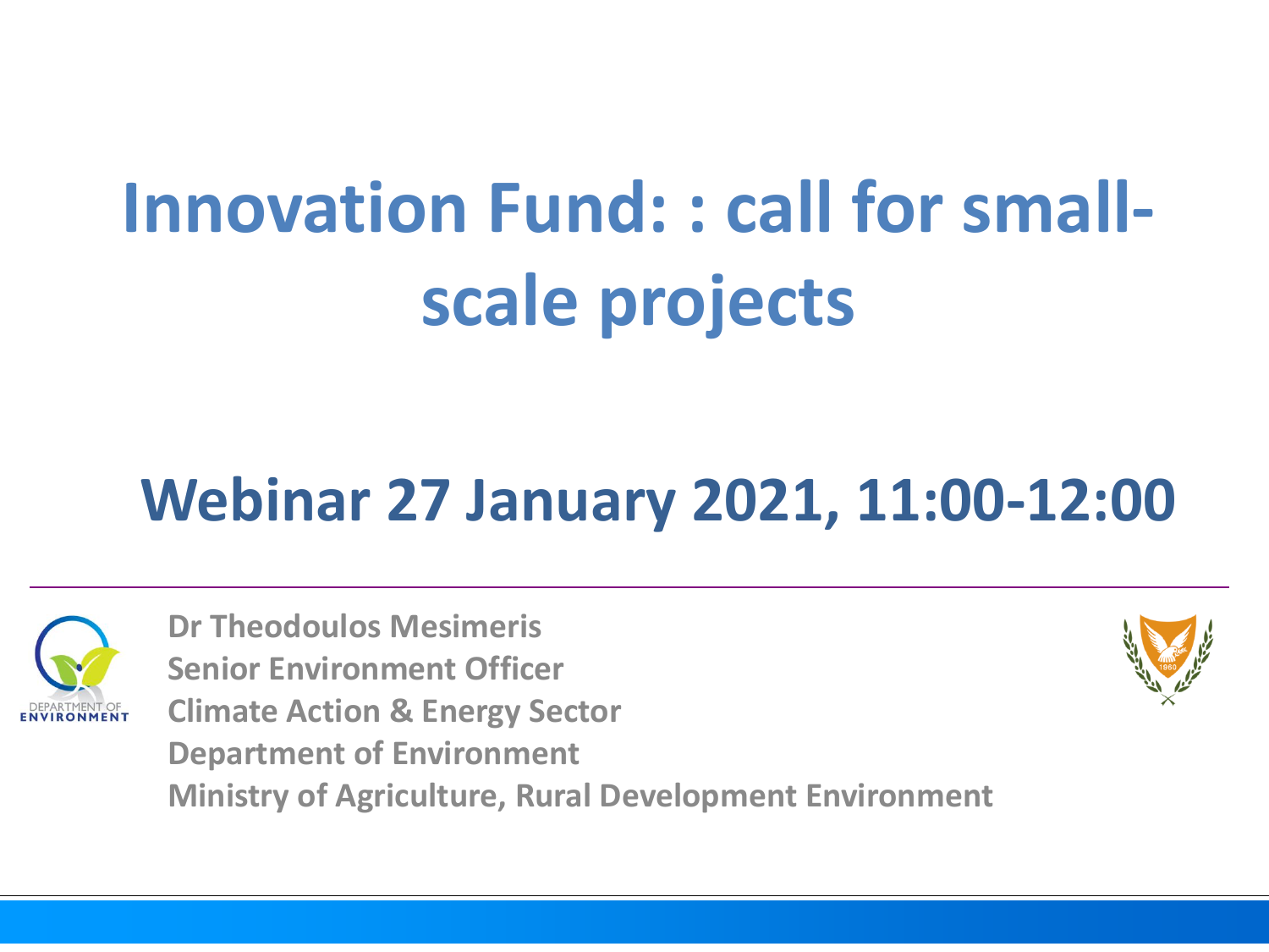# Innovation Fund: : call for small-scale projects

## Webinar 27 January 2021, 11:00-12:00

**Dr Theodoulos Mesimeris**
**Senior Environment Officer**
**Climate Action & Energy Sector**
**Department of Environment**
**Ministry of Agriculture, Rural Development Environment**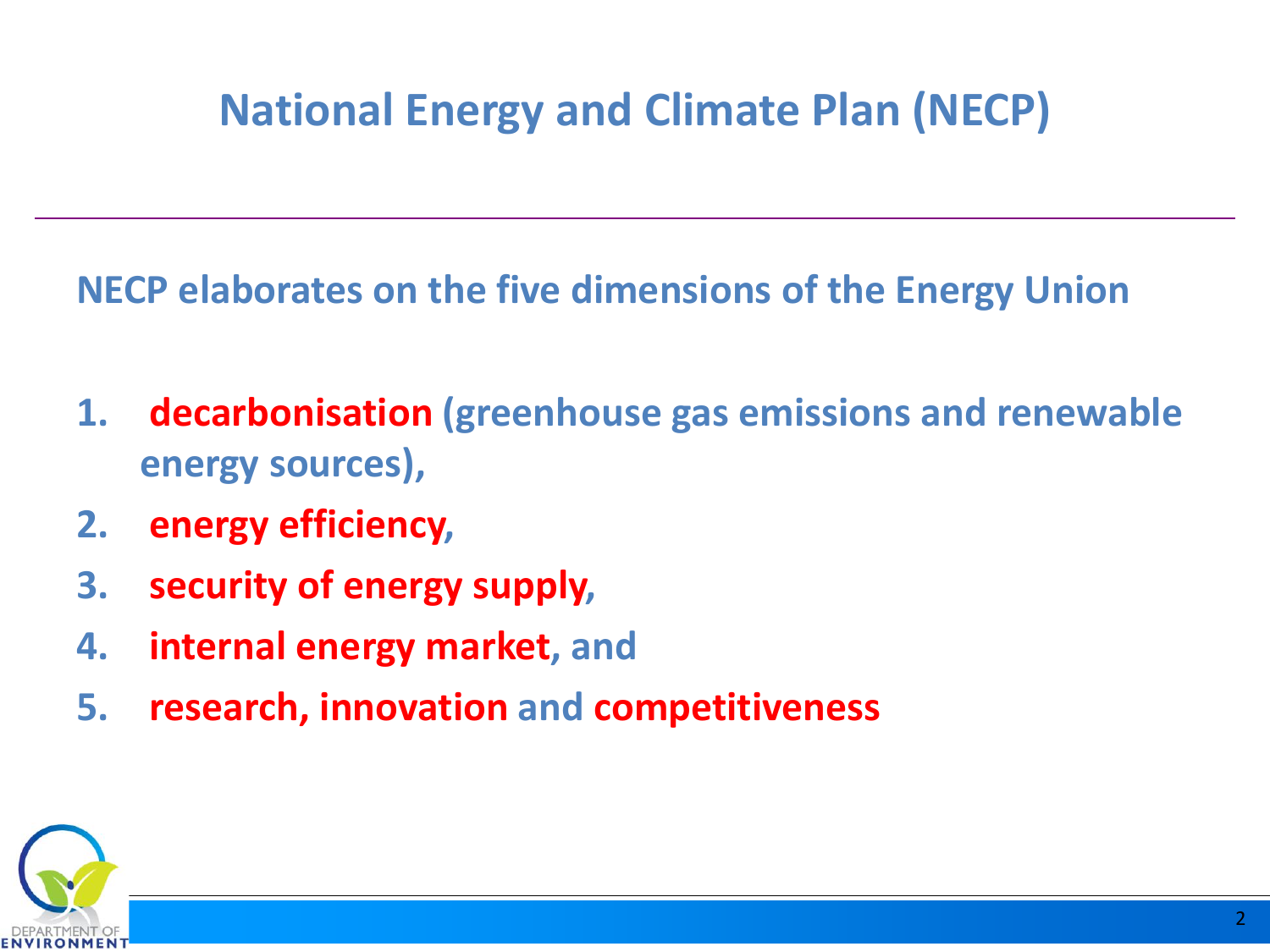# National Energy and Climate Plan (NECP)

**NECP elaborates on the five dimensions of the Energy Union**

1. **decarbonisation (greenhouse gas emissions and renewable energy sources),**
2. **energy efficiency,**
3. **security of energy supply,**
4. **internal energy market, and**
5. **research, innovation and competitiveness**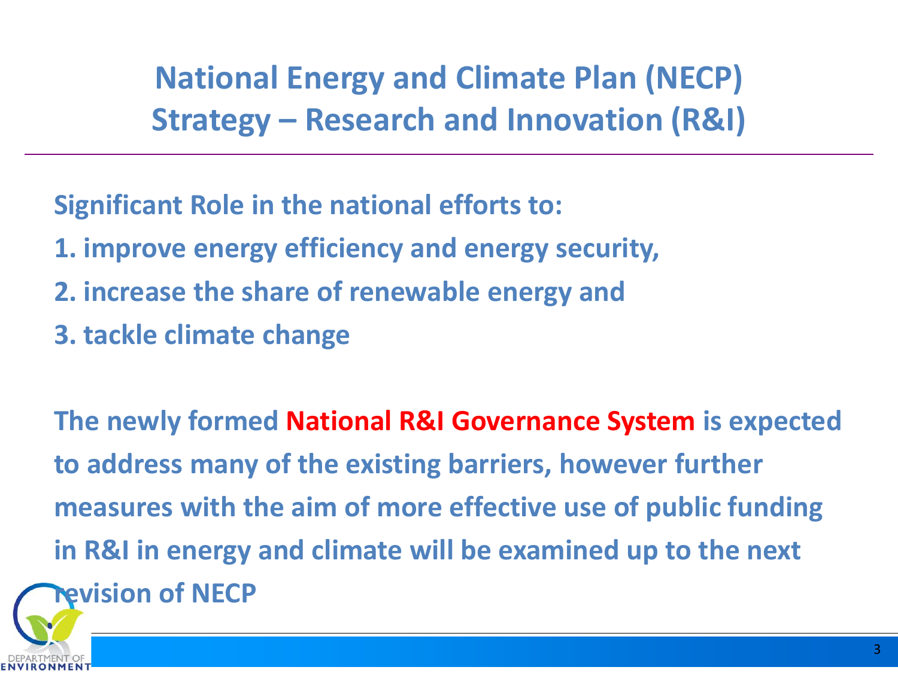# National Energy and Climate Plan (NECP) Strategy – Research and Innovation (R&I)

**Significant Role in the national efforts to:**

**1. improve energy efficiency and energy security,**

**2. increase the share of renewable energy and**

**3. tackle climate change**

**The newly formed National R&I Governance System is expected to address many of the existing barriers, however further measures with the aim of more effective use of public funding in R&I in energy and climate will be examined up to the next revision of NECP**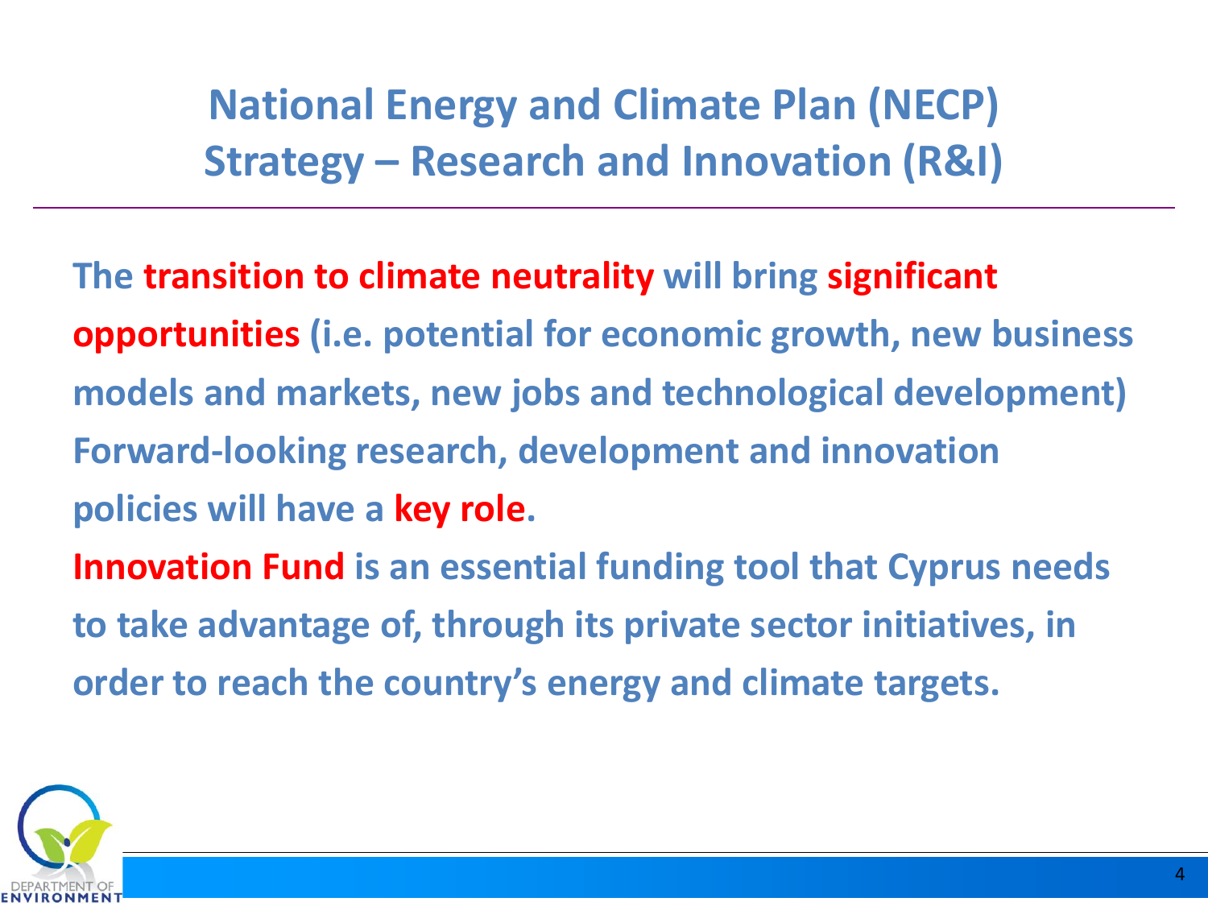# National Energy and Climate Plan (NECP) Strategy – Research and Innovation (R&I)

**The transition to climate neutrality will bring significant opportunities (i.e. potential for economic growth, new business models and markets, new jobs and technological development) Forward-looking research, development and innovation policies will have a key role.**

**Innovation Fund is an essential funding tool that Cyprus needs to take advantage of, through its private sector initiatives, in order to reach the country's energy and climate targets.**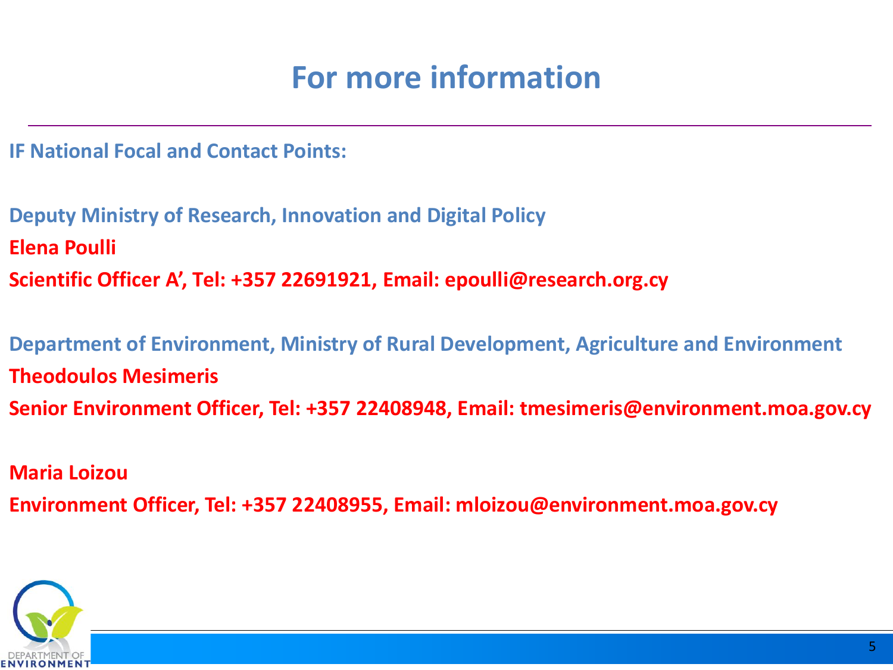# For more information

**IF National Focal and Contact Points:**

**Deputy Ministry of Research, Innovation and Digital Policy**

**Elena Poulli**

**Scientific Officer A', Tel: +357 22691921, Email: epoulli@research.org.cy**

**Department of Environment, Ministry of Rural Development, Agriculture and Environment**

**Theodoulos Mesimeris**

**Senior Environment Officer, Tel: +357 22408948, Email: tmesimeris@environment.moa.gov.cy**

**Maria Loizou**

**Environment Officer, Tel: +357 22408955, Email: mloizou@environment.moa.gov.cy**

DEPARTMENT OF ENVIRONMENT